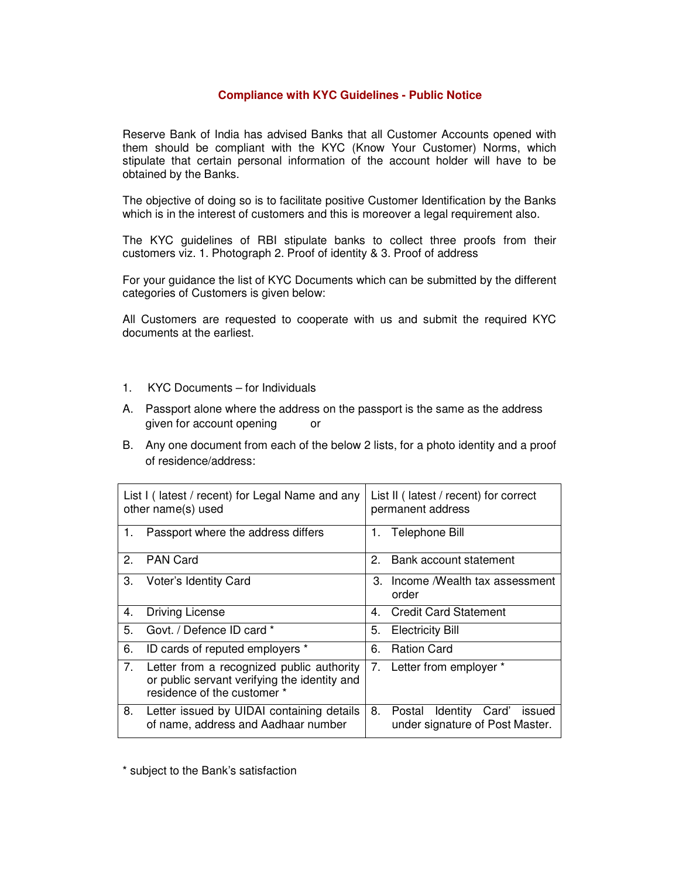# Compliance with KYC Guidelines - Public Notice

Reserve Bank of India has advised Banks that all Customer Accounts opened with them should be compliant with the KYC (Know Your Customer) Norms, which stipulate that certain personal information of the account holder will have to be obtained by the Banks.

The objective of doing so is to facilitate positive Customer Identification by the Banks which is in the interest of customers and this is moreover a legal requirement also.

The KYC guidelines of RBI stipulate banks to collect three proofs from their customers viz. 1. Photograph 2. Proof of identity & 3. Proof of address

For your guidance the list of KYC Documents which can be submitted by the different categories of Customers is given below:

All Customers are requested to cooperate with us and submit the required KYC documents at the earliest.

1. KYC Documents – for Individuals

A. Passport alone where the address on the passport is the same as the address given for account opening or

B. Any one document from each of the below 2 lists, for a photo identity and a proof of residence/address:

| List I ( latest / recent) for Legal Name and any other name(s) used | List II ( latest / recent) for correct permanent address |
|---|---|
| 1. Passport where the address differs | 1. Telephone Bill |
| 2. PAN Card | 2. Bank account statement |
| 3. Voter's Identity Card | 3. Income /Wealth tax assessment order |
| 4. Driving License | 4. Credit Card Statement |
| 5. Govt. / Defence ID card * | 5. Electricity Bill |
| 6. ID cards of reputed employers * | 6. Ration Card |
| 7. Letter from a recognized public authority or public servant verifying the identity and residence of the customer * | 7. Letter from employer * |
| 8. Letter issued by UIDAI containing details of name, address and Aadhaar number | 8. Postal Identity Card' issued under signature of Post Master. |

* subject to the Bank's satisfaction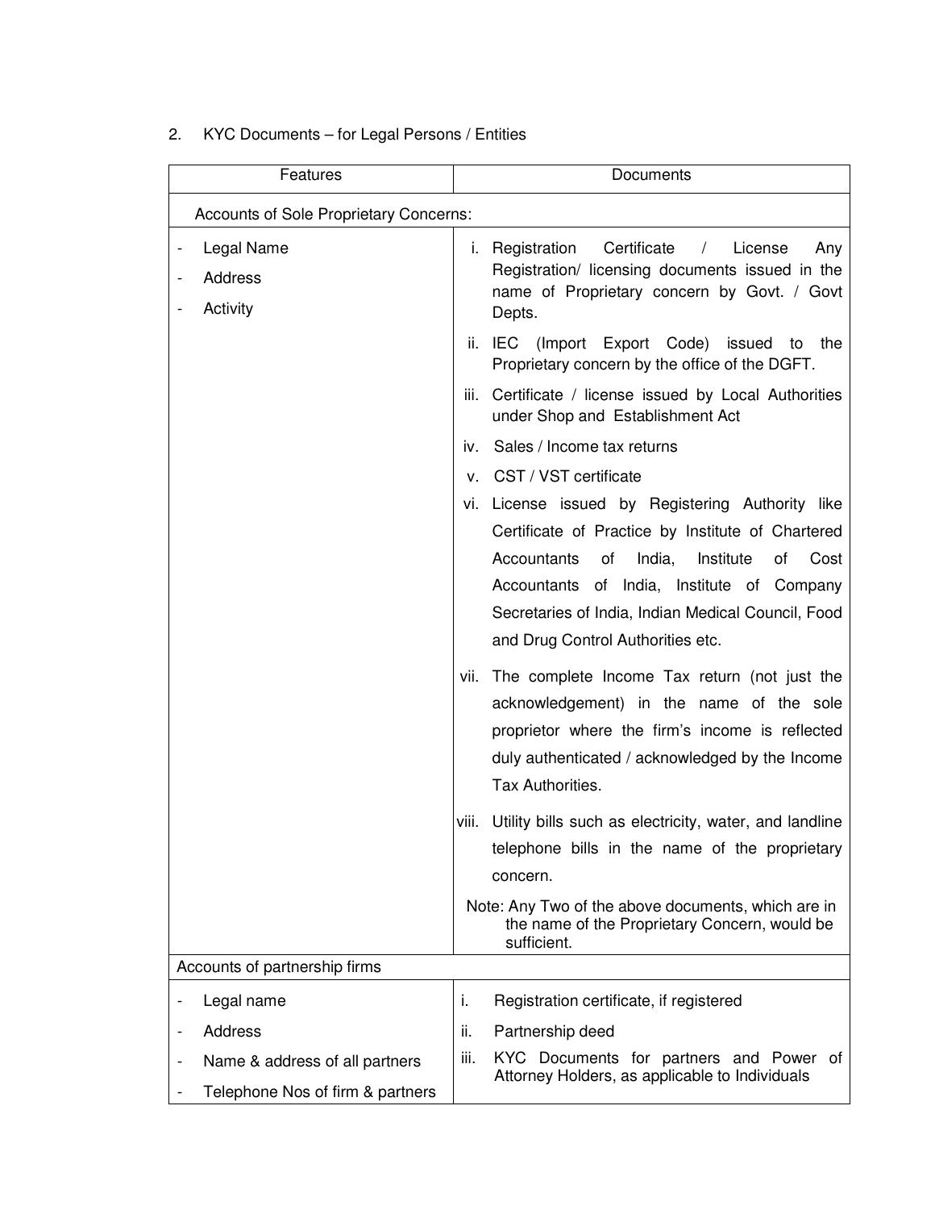2. KYC Documents – for Legal Persons / Entities

| Features | Documents |
|---|---|
| Accounts of Sole Proprietary Concerns: | |
| - Legal Name<br>- Address<br>- Activity | i. Registration Certificate / License Any Registration/ licensing documents issued in the name of Proprietary concern by Govt. / Govt Depts.<br>ii. IEC (Import Export Code) issued to the Proprietary concern by the office of the DGFT.<br>iii. Certificate / license issued by Local Authorities under Shop and Establishment Act<br>iv. Sales / Income tax returns<br>v. CST / VST certificate<br>vi. License issued by Registering Authority like Certificate of Practice by Institute of Chartered Accountants of India, Institute of Cost Accountants of India, Institute of Company Secretaries of India, Indian Medical Council, Food and Drug Control Authorities etc.<br>vii. The complete Income Tax return (not just the acknowledgement) in the name of the sole proprietor where the firm's income is reflected duly authenticated / acknowledged by the Income Tax Authorities.<br>viii. Utility bills such as electricity, water, and landline telephone bills in the name of the proprietary concern.<br>Note: Any Two of the above documents, which are in the name of the Proprietary Concern, would be sufficient. |
| Accounts of partnership firms | |
| - Legal name<br>- Address<br>- Name & address of all partners<br>- Telephone Nos of firm & partners | i. Registration certificate, if registered<br>ii. Partnership deed<br>iii. KYC Documents for partners and Power of Attorney Holders, as applicable to Individuals |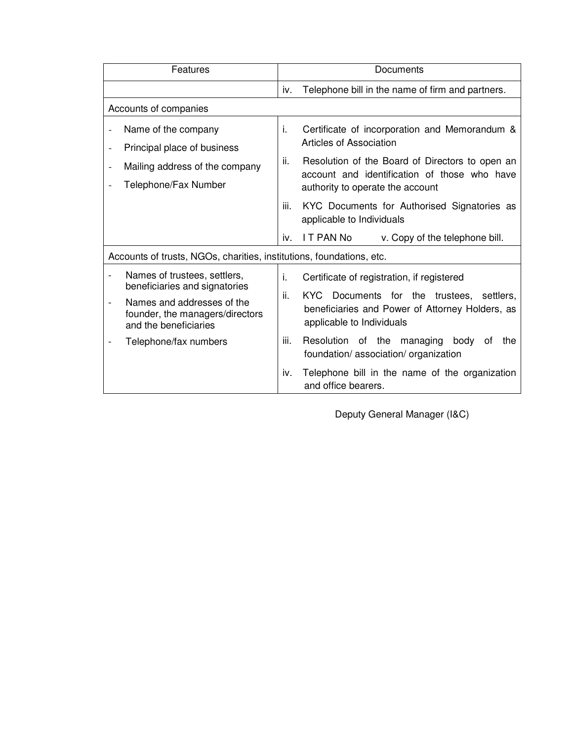| Features | Documents |
|---|---|
| | iv. Telephone bill in the name of firm and partners. |
| Accounts of companies | |
| - Name of the company<br>- Principal place of business<br>- Mailing address of the company<br>- Telephone/Fax Number | i. Certificate of incorporation and Memorandum & Articles of Association<br>ii. Resolution of the Board of Directors to open an account and identification of those who have authority to operate the account<br>iii. KYC Documents for Authorised Signatories as applicable to Individuals<br>iv. I T PAN No v. Copy of the telephone bill. |
| Accounts of trusts, NGOs, charities, institutions, foundations, etc. | |
| - Names of trustees, settlers, beneficiaries and signatories<br>- Names and addresses of the founder, the managers/directors and the beneficiaries<br>- Telephone/fax numbers | i. Certificate of registration, if registered<br>ii. KYC Documents for the trustees, settlers, beneficiaries and Power of Attorney Holders, as applicable to Individuals<br>iii. Resolution of the managing body of the foundation/ association/ organization<br>iv. Telephone bill in the name of the organization and office bearers. |

Deputy General Manager (I&C)